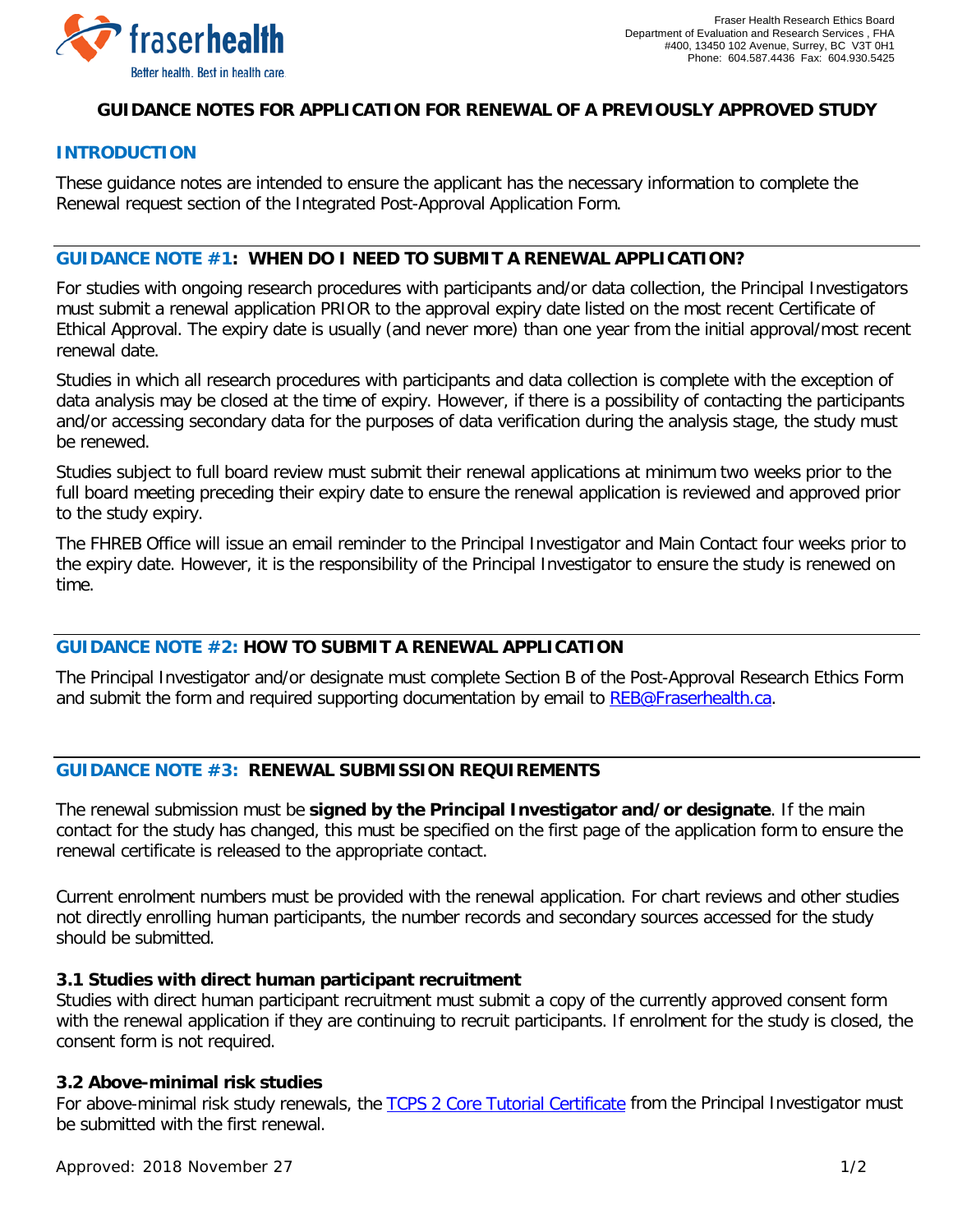fraserhealth
Better health. Best in health care.

Fraser Health Research Ethics Board
Department of Evaluation and Research Services , FHA
#400, 13450 102 Avenue, Surrey, BC V3T 0H1
Phone: 604.587.4436 Fax: 604.930.5425

# GUIDANCE NOTES FOR APPLICATION FOR RENEWAL OF A PREVIOUSLY APPROVED STUDY

## INTRODUCTION

These guidance notes are intended to ensure the applicant has the necessary information to complete the Renewal request section of the Integrated Post-Approval Application Form.

## GUIDANCE NOTE #1: WHEN DO I NEED TO SUBMIT A RENEWAL APPLICATION?

For studies with ongoing research procedures with participants and/or data collection, the Principal Investigators must submit a renewal application PRIOR to the approval expiry date listed on the most recent Certificate of Ethical Approval. The expiry date is usually (and never more) than one year from the initial approval/most recent renewal date.

Studies in which all research procedures with participants and data collection is complete with the exception of data analysis may be closed at the time of expiry. However, if there is a possibility of contacting the participants and/or accessing secondary data for the purposes of data verification during the analysis stage, the study must be renewed.

Studies subject to full board review must submit their renewal applications at minimum two weeks prior to the full board meeting preceding their expiry date to ensure the renewal application is reviewed and approved prior to the study expiry.

The FHREB Office will issue an email reminder to the Principal Investigator and Main Contact four weeks prior to the expiry date. However, it is the responsibility of the Principal Investigator to ensure the study is renewed on time.

## GUIDANCE NOTE #2: HOW TO SUBMIT A RENEWAL APPLICATION

The Principal Investigator and/or designate must complete Section B of the Post-Approval Research Ethics Form and submit the form and required supporting documentation by email to REB@Fraserhealth.ca.

## GUIDANCE NOTE #3: RENEWAL SUBMISSION REQUIREMENTS

The renewal submission must be **signed by the Principal Investigator and/or designate**. If the main contact for the study has changed, this must be specified on the first page of the application form to ensure the renewal certificate is released to the appropriate contact.

Current enrolment numbers must be provided with the renewal application. For chart reviews and other studies not directly enrolling human participants, the number records and secondary sources accessed for the study should be submitted.

### 3.1 Studies with direct human participant recruitment

Studies with direct human participant recruitment must submit a copy of the currently approved consent form with the renewal application if they are continuing to recruit participants. If enrolment for the study is closed, the consent form is not required.

### 3.2 Above-minimal risk studies

For above-minimal risk study renewals, the TCPS 2 Core Tutorial Certificate from the Principal Investigator must be submitted with the first renewal.

Approved: 2018 November 27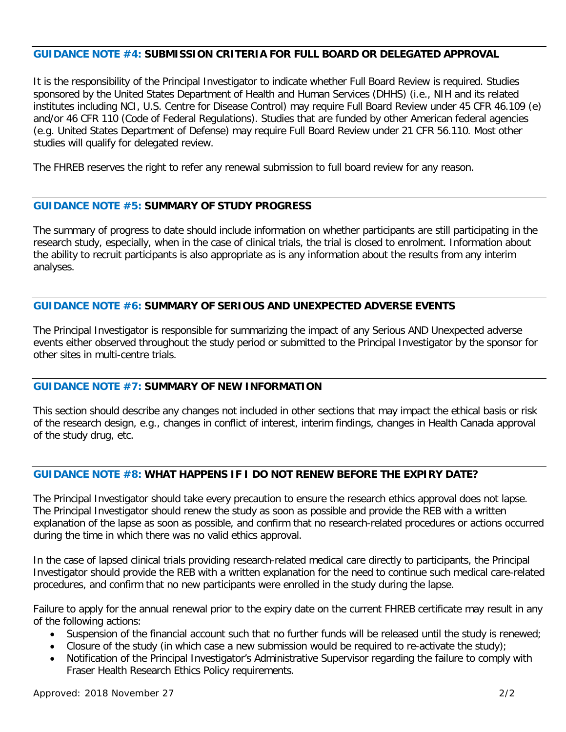### GUIDANCE NOTE #4: SUBMISSION CRITERIA FOR FULL BOARD OR DELEGATED APPROVAL

It is the responsibility of the Principal Investigator to indicate whether Full Board Review is required. Studies sponsored by the United States Department of Health and Human Services (DHHS) (i.e., NIH and its related institutes including NCI, U.S. Centre for Disease Control) may require Full Board Review under 45 CFR 46.109 (e) and/or 46 CFR 110 (Code of Federal Regulations). Studies that are funded by other American federal agencies (e.g. United States Department of Defense) may require Full Board Review under 21 CFR 56.110. Most other studies will qualify for delegated review.

The FHREB reserves the right to refer any renewal submission to full board review for any reason.

### GUIDANCE NOTE #5: SUMMARY OF STUDY PROGRESS

The summary of progress to date should include information on whether participants are still participating in the research study, especially, when in the case of clinical trials, the trial is closed to enrolment. Information about the ability to recruit participants is also appropriate as is any information about the results from any interim analyses.

### GUIDANCE NOTE #6: SUMMARY OF SERIOUS AND UNEXPECTED ADVERSE EVENTS

The Principal Investigator is responsible for summarizing the impact of any Serious AND Unexpected adverse events either observed throughout the study period or submitted to the Principal Investigator by the sponsor for other sites in multi-centre trials.

### GUIDANCE NOTE #7: SUMMARY OF NEW INFORMATION

This section should describe any changes not included in other sections that may impact the ethical basis or risk of the research design, e.g., changes in conflict of interest, interim findings, changes in Health Canada approval of the study drug, etc.

### GUIDANCE NOTE #8: WHAT HAPPENS IF I DO NOT RENEW BEFORE THE EXPIRY DATE?

The Principal Investigator should take every precaution to ensure the research ethics approval does not lapse. The Principal Investigator should renew the study as soon as possible and provide the REB with a written explanation of the lapse as soon as possible, and confirm that no research-related procedures or actions occurred during the time in which there was no valid ethics approval.

In the case of lapsed clinical trials providing research-related medical care directly to participants, the Principal Investigator should provide the REB with a written explanation for the need to continue such medical care-related procedures, and confirm that no new participants were enrolled in the study during the lapse.

Failure to apply for the annual renewal prior to the expiry date on the current FHREB certificate may result in any of the following actions:

- Suspension of the financial account such that no further funds will be released until the study is renewed;
- Closure of the study (in which case a new submission would be required to re-activate the study);
- Notification of the Principal Investigator's Administrative Supervisor regarding the failure to comply with Fraser Health Research Ethics Policy requirements.

Approved: 2018 November 27